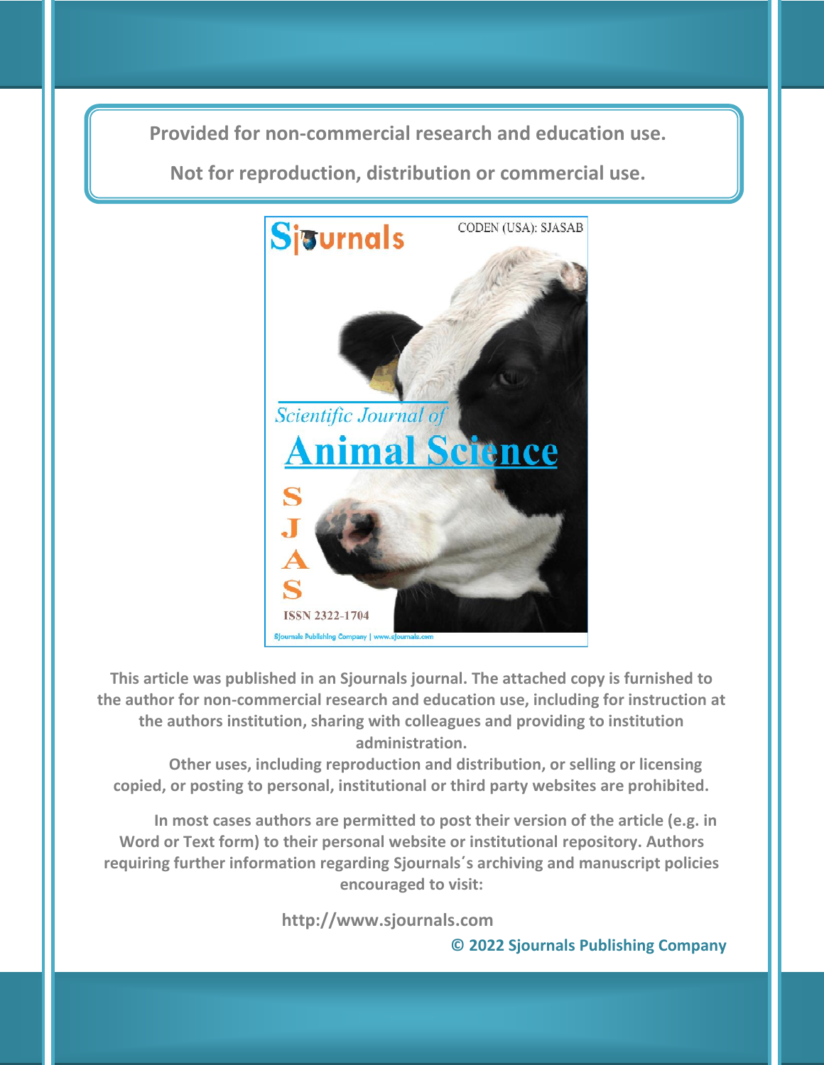**Provided for non-commercial research and education use.**

**Not for reproduction, distribution or commercial use.**

Sjournals

CODEN (USA): SJASAB

Scientific Journal of Animal Science

SJAS

ISSN 2322-1704

Sjournals Publishing Company | www.sjournals.com

This article was published in an Sjournals journal. The attached copy is furnished to the author for non-commercial research and education use, including for instruction at the authors institution, sharing with colleagues and providing to institution administration.

Other uses, including reproduction and distribution, or selling or licensing copied, or posting to personal, institutional or third party websites are prohibited.

In most cases authors are permitted to post their version of the article (e.g. in Word or Text form) to their personal website or institutional repository. Authors requiring further information regarding Sjournals´s archiving and manuscript policies encouraged to visit:

http://www.sjournals.com

© 2022 Sjournals Publishing Company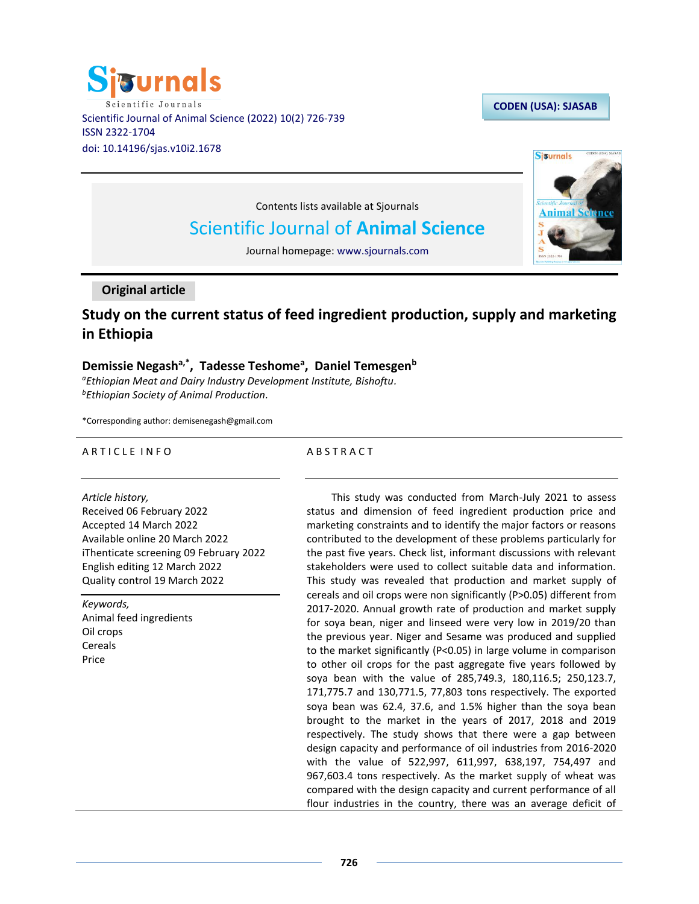Scientific Journal of Animal Science (2022) 10(2) 726-739
ISSN 2322-1704
doi: 10.14196/sjas.v10i2.1678

CODEN (USA): SJASAB

Contents lists available at Sjournals

Scientific Journal of **Animal Science**

Journal homepage: www.sjournals.com

**Original article**

# Study on the current status of feed ingredient production, supply and marketing in Ethiopia

**Demissie Negash[a,*], Tadesse Teshome[a], Daniel Temesgen[b]**

[a]*Ethiopian Meat and Dairy Industry Development Institute, Bishoftu.*
[b]*Ethiopian Society of Animal Production.*

*Corresponding author: demisenegash@gmail.com

ARTICLE INFO

*Article history,*
Received 06 February 2022
Accepted 14 March 2022
Available online 20 March 2022
iThenticate screening 09 February 2022
English editing 12 March 2022
Quality control 19 March 2022

*Keywords,*
Animal feed ingredients
Oil crops
Cereals
Price

ABSTRACT

This study was conducted from March-July 2021 to assess status and dimension of feed ingredient production price and marketing constraints and to identify the major factors or reasons contributed to the development of these problems particularly for the past five years. Check list, informant discussions with relevant stakeholders were used to collect suitable data and information. This study was revealed that production and market supply of cereals and oil crops were non significantly (P>0.05) different from 2017-2020. Annual growth rate of production and market supply for soya bean, niger and linseed were very low in 2019/20 than the previous year. Niger and Sesame was produced and supplied to the market significantly (P<0.05) in large volume in comparison to other oil crops for the past aggregate five years followed by soya bean with the value of 285,749.3, 180,116.5; 250,123.7, 171,775.7 and 130,771.5, 77,803 tons respectively. The exported soya bean was 62.4, 37.6, and 1.5% higher than the soya bean brought to the market in the years of 2017, 2018 and 2019 respectively. The study shows that there were a gap between design capacity and performance of oil industries from 2016-2020 with the value of 522,997, 611,997, 638,197, 754,497 and 967,603.4 tons respectively. As the market supply of wheat was compared with the design capacity and current performance of all flour industries in the country, there was an average deficit of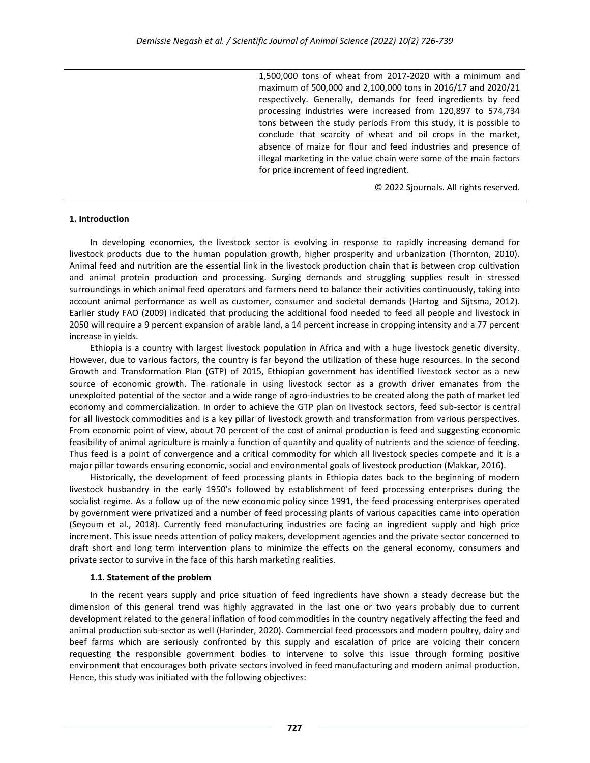1,500,000 tons of wheat from 2017-2020 with a minimum and maximum of 500,000 and 2,100,000 tons in 2016/17 and 2020/21 respectively. Generally, demands for feed ingredients by feed processing industries were increased from 120,897 to 574,734 tons between the study periods From this study, it is possible to conclude that scarcity of wheat and oil crops in the market, absence of maize for flour and feed industries and presence of illegal marketing in the value chain were some of the main factors for price increment of feed ingredient.

© 2022 Sjournals. All rights reserved.

## 1. Introduction

In developing economies, the livestock sector is evolving in response to rapidly increasing demand for livestock products due to the human population growth, higher prosperity and urbanization (Thornton, 2010). Animal feed and nutrition are the essential link in the livestock production chain that is between crop cultivation and animal protein production and processing. Surging demands and struggling supplies result in stressed surroundings in which animal feed operators and farmers need to balance their activities continuously, taking into account animal performance as well as customer, consumer and societal demands (Hartog and Sijtsma, 2012). Earlier study FAO (2009) indicated that producing the additional food needed to feed all people and livestock in 2050 will require a 9 percent expansion of arable land, a 14 percent increase in cropping intensity and a 77 percent increase in yields.

Ethiopia is a country with largest livestock population in Africa and with a huge livestock genetic diversity. However, due to various factors, the country is far beyond the utilization of these huge resources. In the second Growth and Transformation Plan (GTP) of 2015, Ethiopian government has identified livestock sector as a new source of economic growth. The rationale in using livestock sector as a growth driver emanates from the unexploited potential of the sector and a wide range of agro-industries to be created along the path of market led economy and commercialization. In order to achieve the GTP plan on livestock sectors, feed sub-sector is central for all livestock commodities and is a key pillar of livestock growth and transformation from various perspectives. From economic point of view, about 70 percent of the cost of animal production is feed and suggesting economic feasibility of animal agriculture is mainly a function of quantity and quality of nutrients and the science of feeding. Thus feed is a point of convergence and a critical commodity for which all livestock species compete and it is a major pillar towards ensuring economic, social and environmental goals of livestock production (Makkar, 2016).

Historically, the development of feed processing plants in Ethiopia dates back to the beginning of modern livestock husbandry in the early 1950's followed by establishment of feed processing enterprises during the socialist regime. As a follow up of the new economic policy since 1991, the feed processing enterprises operated by government were privatized and a number of feed processing plants of various capacities came into operation (Seyoum et al., 2018). Currently feed manufacturing industries are facing an ingredient supply and high price increment. This issue needs attention of policy makers, development agencies and the private sector concerned to draft short and long term intervention plans to minimize the effects on the general economy, consumers and private sector to survive in the face of this harsh marketing realities.

### 1.1. Statement of the problem

In the recent years supply and price situation of feed ingredients have shown a steady decrease but the dimension of this general trend was highly aggravated in the last one or two years probably due to current development related to the general inflation of food commodities in the country negatively affecting the feed and animal production sub-sector as well (Harinder, 2020). Commercial feed processors and modern poultry, dairy and beef farms which are seriously confronted by this supply and escalation of price are voicing their concern requesting the responsible government bodies to intervene to solve this issue through forming positive environment that encourages both private sectors involved in feed manufacturing and modern animal production. Hence, this study was initiated with the following objectives: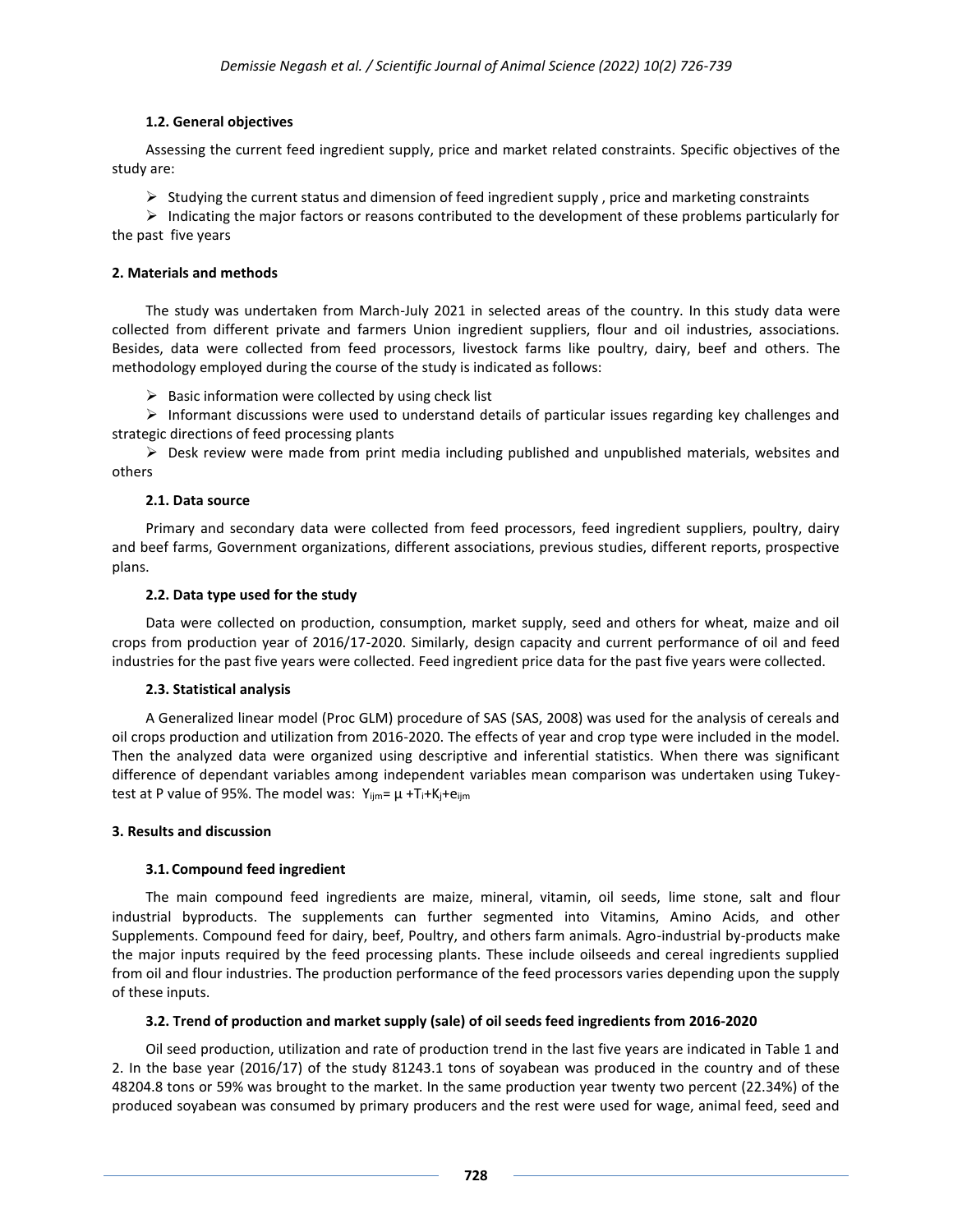### 1.2. General objectives

Assessing the current feed ingredient supply, price and market related constraints. Specific objectives of the study are:

- Studying the current status and dimension of feed ingredient supply , price and marketing constraints
- Indicating the major factors or reasons contributed to the development of these problems particularly for the past five years

## 2. Materials and methods

The study was undertaken from March-July 2021 in selected areas of the country. In this study data were collected from different private and farmers Union ingredient suppliers, flour and oil industries, associations. Besides, data were collected from feed processors, livestock farms like poultry, dairy, beef and others. The methodology employed during the course of the study is indicated as follows:

- Basic information were collected by using check list
- Informant discussions were used to understand details of particular issues regarding key challenges and strategic directions of feed processing plants
- Desk review were made from print media including published and unpublished materials, websites and others

### 2.1. Data source

Primary and secondary data were collected from feed processors, feed ingredient suppliers, poultry, dairy and beef farms, Government organizations, different associations, previous studies, different reports, prospective plans.

### 2.2. Data type used for the study

Data were collected on production, consumption, market supply, seed and others for wheat, maize and oil crops from production year of 2016/17-2020. Similarly, design capacity and current performance of oil and feed industries for the past five years were collected. Feed ingredient price data for the past five years were collected.

### 2.3. Statistical analysis

A Generalized linear model (Proc GLM) procedure of SAS (SAS, 2008) was used for the analysis of cereals and oil crops production and utilization from 2016-2020. The effects of year and crop type were included in the model. Then the analyzed data were organized using descriptive and inferential statistics. When there was significant difference of dependant variables among independent variables mean comparison was undertaken using Tukey-test at P value of 95%. The model was: $Y_{ijm} = \mu + T_i + K_j + e_{ijm}$

## 3. Results and discussion

### 3.1. Compound feed ingredient

The main compound feed ingredients are maize, mineral, vitamin, oil seeds, lime stone, salt and flour industrial byproducts. The supplements can further segmented into Vitamins, Amino Acids, and other Supplements. Compound feed for dairy, beef, Poultry, and others farm animals. Agro-industrial by-products make the major inputs required by the feed processing plants. These include oilseeds and cereal ingredients supplied from oil and flour industries. The production performance of the feed processors varies depending upon the supply of these inputs.

### 3.2. Trend of production and market supply (sale) of oil seeds feed ingredients from 2016-2020

Oil seed production, utilization and rate of production trend in the last five years are indicated in Table 1 and 2. In the base year (2016/17) of the study 81243.1 tons of soyabean was produced in the country and of these 48204.8 tons or 59% was brought to the market. In the same production year twenty two percent (22.34%) of the produced soyabean was consumed by primary producers and the rest were used for wage, animal feed, seed and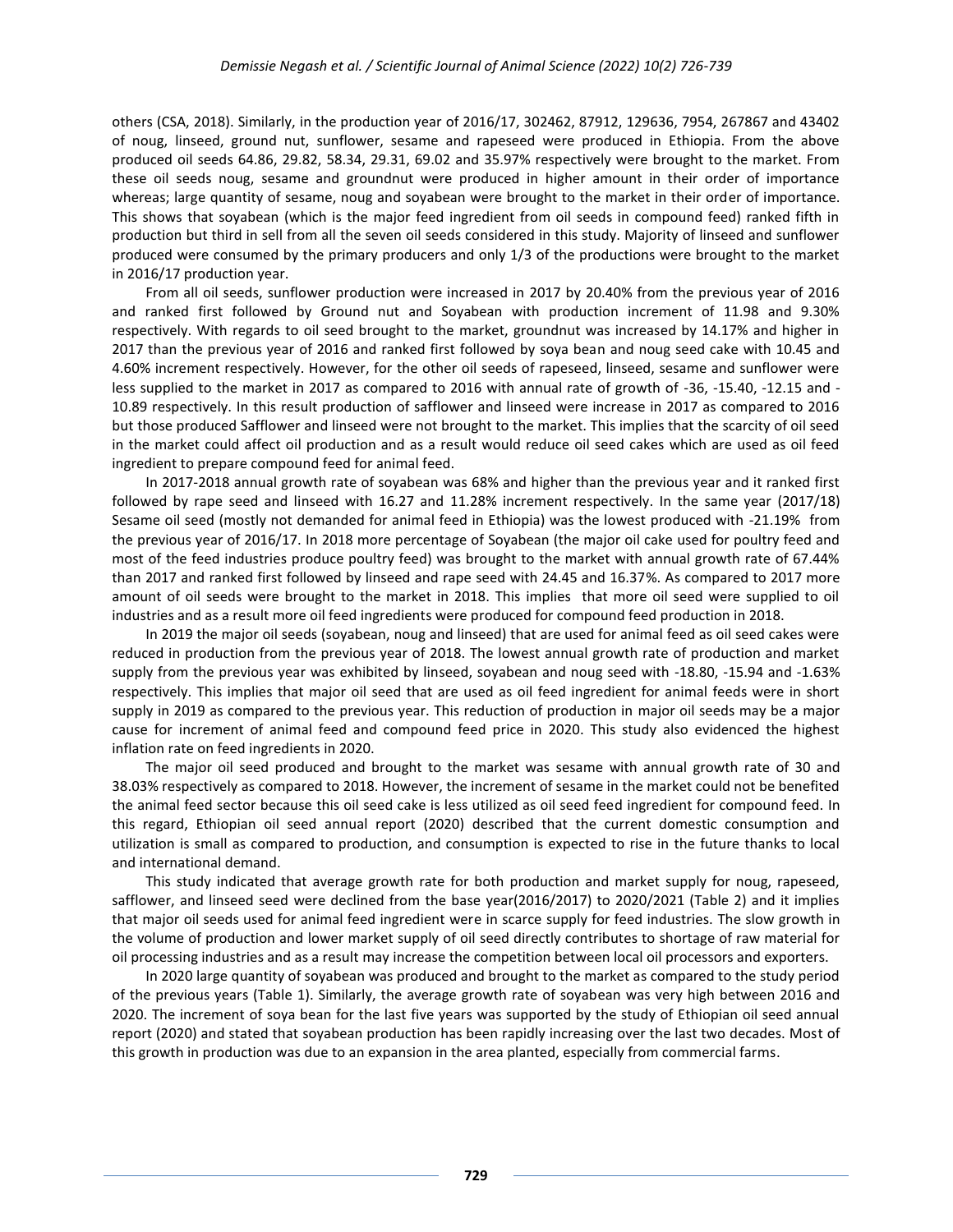others (CSA, 2018). Similarly, in the production year of 2016/17, 302462, 87912, 129636, 7954, 267867 and 43402 of noug, linseed, ground nut, sunflower, sesame and rapeseed were produced in Ethiopia. From the above produced oil seeds 64.86, 29.82, 58.34, 29.31, 69.02 and 35.97% respectively were brought to the market. From these oil seeds noug, sesame and groundnut were produced in higher amount in their order of importance whereas; large quantity of sesame, noug and soyabean were brought to the market in their order of importance. This shows that soyabean (which is the major feed ingredient from oil seeds in compound feed) ranked fifth in production but third in sell from all the seven oil seeds considered in this study. Majority of linseed and sunflower produced were consumed by the primary producers and only 1/3 of the productions were brought to the market in 2016/17 production year.

From all oil seeds, sunflower production were increased in 2017 by 20.40% from the previous year of 2016 and ranked first followed by Ground nut and Soyabean with production increment of 11.98 and 9.30% respectively. With regards to oil seed brought to the market, groundnut was increased by 14.17% and higher in 2017 than the previous year of 2016 and ranked first followed by soya bean and noug seed cake with 10.45 and 4.60% increment respectively. However, for the other oil seeds of rapeseed, linseed, sesame and sunflower were less supplied to the market in 2017 as compared to 2016 with annual rate of growth of -36, -15.40, -12.15 and -10.89 respectively. In this result production of safflower and linseed were increase in 2017 as compared to 2016 but those produced Safflower and linseed were not brought to the market. This implies that the scarcity of oil seed in the market could affect oil production and as a result would reduce oil seed cakes which are used as oil feed ingredient to prepare compound feed for animal feed.

In 2017-2018 annual growth rate of soyabean was 68% and higher than the previous year and it ranked first followed by rape seed and linseed with 16.27 and 11.28% increment respectively. In the same year (2017/18) Sesame oil seed (mostly not demanded for animal feed in Ethiopia) was the lowest produced with -21.19% from the previous year of 2016/17. In 2018 more percentage of Soyabean (the major oil cake used for poultry feed and most of the feed industries produce poultry feed) was brought to the market with annual growth rate of 67.44% than 2017 and ranked first followed by linseed and rape seed with 24.45 and 16.37%. As compared to 2017 more amount of oil seeds were brought to the market in 2018. This implies that more oil seed were supplied to oil industries and as a result more oil feed ingredients were produced for compound feed production in 2018.

In 2019 the major oil seeds (soyabean, noug and linseed) that are used for animal feed as oil seed cakes were reduced in production from the previous year of 2018. The lowest annual growth rate of production and market supply from the previous year was exhibited by linseed, soyabean and noug seed with -18.80, -15.94 and -1.63% respectively. This implies that major oil seed that are used as oil feed ingredient for animal feeds were in short supply in 2019 as compared to the previous year. This reduction of production in major oil seeds may be a major cause for increment of animal feed and compound feed price in 2020. This study also evidenced the highest inflation rate on feed ingredients in 2020.

The major oil seed produced and brought to the market was sesame with annual growth rate of 30 and 38.03% respectively as compared to 2018. However, the increment of sesame in the market could not be benefited the animal feed sector because this oil seed cake is less utilized as oil seed feed ingredient for compound feed. In this regard, Ethiopian oil seed annual report (2020) described that the current domestic consumption and utilization is small as compared to production, and consumption is expected to rise in the future thanks to local and international demand.

This study indicated that average growth rate for both production and market supply for noug, rapeseed, safflower, and linseed seed were declined from the base year(2016/2017) to 2020/2021 (Table 2) and it implies that major oil seeds used for animal feed ingredient were in scarce supply for feed industries. The slow growth in the volume of production and lower market supply of oil seed directly contributes to shortage of raw material for oil processing industries and as a result may increase the competition between local oil processors and exporters.

In 2020 large quantity of soyabean was produced and brought to the market as compared to the study period of the previous years (Table 1). Similarly, the average growth rate of soyabean was very high between 2016 and 2020. The increment of soya bean for the last five years was supported by the study of Ethiopian oil seed annual report (2020) and stated that soyabean production has been rapidly increasing over the last two decades. Most of this growth in production was due to an expansion in the area planted, especially from commercial farms.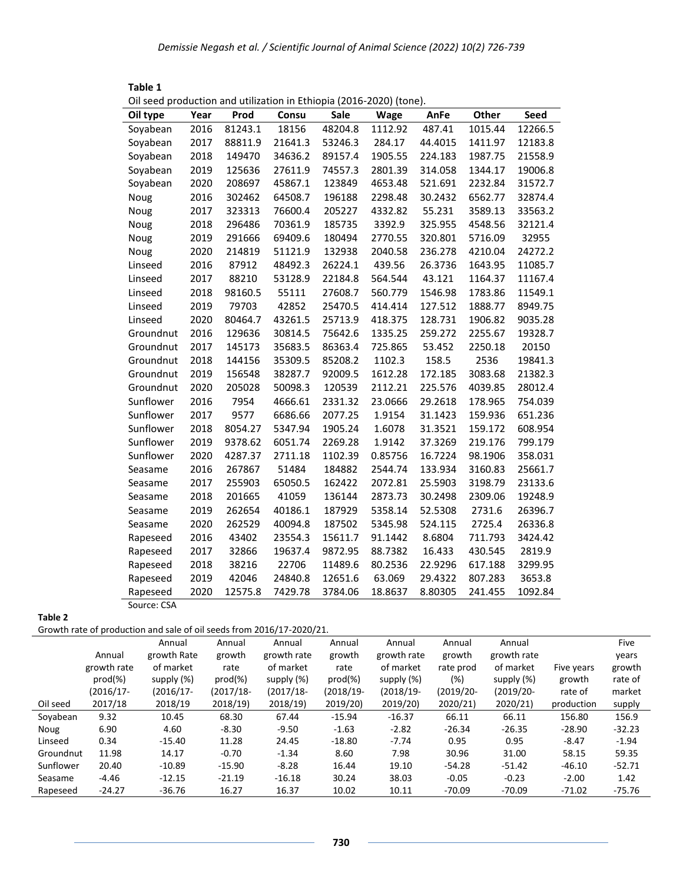**Table 1**

Oil seed production and utilization in Ethiopia (2016-2020) (tone).

| Oil type | Year | Prod | Consu | Sale | Wage | AnFe | Other | Seed |
|---|---|---|---|---|---|---|---|---|
| Soyabean | 2016 | 81243.1 | 18156 | 48204.8 | 1112.92 | 487.41 | 1015.44 | 12266.5 |
| Soyabean | 2017 | 88811.9 | 21641.3 | 53246.3 | 284.17 | 44.4015 | 1411.97 | 12183.8 |
| Soyabean | 2018 | 149470 | 34636.2 | 89157.4 | 1905.55 | 224.183 | 1987.75 | 21558.9 |
| Soyabean | 2019 | 125636 | 27611.9 | 74557.3 | 2801.39 | 314.058 | 1344.17 | 19006.8 |
| Soyabean | 2020 | 208697 | 45867.1 | 123849 | 4653.48 | 521.691 | 2232.84 | 31572.7 |
| Noug | 2016 | 302462 | 64508.7 | 196188 | 2298.48 | 30.2432 | 6562.77 | 32874.4 |
| Noug | 2017 | 323313 | 76600.4 | 205227 | 4332.82 | 55.231 | 3589.13 | 33563.2 |
| Noug | 2018 | 296486 | 70361.9 | 185735 | 3392.9 | 325.955 | 4548.56 | 32121.4 |
| Noug | 2019 | 291666 | 69409.6 | 180494 | 2770.55 | 320.801 | 5716.09 | 32955 |
| Noug | 2020 | 214819 | 51121.9 | 132938 | 2040.58 | 236.278 | 4210.04 | 24272.2 |
| Linseed | 2016 | 87912 | 48492.3 | 26224.1 | 439.56 | 26.3736 | 1643.95 | 11085.7 |
| Linseed | 2017 | 88210 | 53128.9 | 22184.8 | 564.544 | 43.121 | 1164.37 | 11167.4 |
| Linseed | 2018 | 98160.5 | 55111 | 27608.7 | 560.779 | 1546.98 | 1783.86 | 11549.1 |
| Linseed | 2019 | 79703 | 42852 | 25470.5 | 414.414 | 127.512 | 1888.77 | 8949.75 |
| Linseed | 2020 | 80464.7 | 43261.5 | 25713.9 | 418.375 | 128.731 | 1906.82 | 9035.28 |
| Groundnut | 2016 | 129636 | 30814.5 | 75642.6 | 1335.25 | 259.272 | 2255.67 | 19328.7 |
| Groundnut | 2017 | 145173 | 35683.5 | 86363.4 | 725.865 | 53.452 | 2250.18 | 20150 |
| Groundnut | 2018 | 144156 | 35309.5 | 85208.2 | 1102.3 | 158.5 | 2536 | 19841.3 |
| Groundnut | 2019 | 156548 | 38287.7 | 92009.5 | 1612.28 | 172.185 | 3083.68 | 21382.3 |
| Groundnut | 2020 | 205028 | 50098.3 | 120539 | 2112.21 | 225.576 | 4039.85 | 28012.4 |
| Sunflower | 2016 | 7954 | 4666.61 | 2331.32 | 23.0666 | 29.2618 | 178.965 | 754.039 |
| Sunflower | 2017 | 9577 | 6686.66 | 2077.25 | 1.9154 | 31.1423 | 159.936 | 651.236 |
| Sunflower | 2018 | 8054.27 | 5347.94 | 1905.24 | 1.6078 | 31.3521 | 159.172 | 608.954 |
| Sunflower | 2019 | 9378.62 | 6051.74 | 2269.28 | 1.9142 | 37.3269 | 219.176 | 799.179 |
| Sunflower | 2020 | 4287.37 | 2711.18 | 1102.39 | 0.85756 | 16.7224 | 98.1906 | 358.031 |
| Seasame | 2016 | 267867 | 51484 | 184882 | 2544.74 | 133.934 | 3160.83 | 25661.7 |
| Seasame | 2017 | 255903 | 65050.5 | 162422 | 2072.81 | 25.5903 | 3198.79 | 23133.6 |
| Seasame | 2018 | 201665 | 41059 | 136144 | 2873.73 | 30.2498 | 2309.06 | 19248.9 |
| Seasame | 2019 | 262654 | 40186.1 | 187929 | 5358.14 | 52.5308 | 2731.6 | 26396.7 |
| Seasame | 2020 | 262529 | 40094.8 | 187502 | 5345.98 | 524.115 | 2725.4 | 26336.8 |
| Rapeseed | 2016 | 43402 | 23554.3 | 15611.7 | 91.1442 | 8.6804 | 711.793 | 3424.42 |
| Rapeseed | 2017 | 32866 | 19637.4 | 9872.95 | 88.7382 | 16.433 | 430.545 | 2819.9 |
| Rapeseed | 2018 | 38216 | 22706 | 11489.6 | 80.2536 | 22.9296 | 617.188 | 3299.95 |
| Rapeseed | 2019 | 42046 | 24840.8 | 12651.6 | 63.069 | 29.4322 | 807.283 | 3653.8 |
| Rapeseed | 2020 | 12575.8 | 7429.78 | 3784.06 | 18.8637 | 8.80305 | 241.455 | 1092.84 |

Source: CSA

**Table 2**

Growth rate of production and sale of oil seeds from 2016/17-2020/21.

| Oil seed | Annual growth rate prod(%) (2016/17-2017/18 | Annual growth Rate of market supply (%) (2016/17-2018/19 | Annual growth rate prod(%) (2017/18-2018/19) | Annual growth rate of market supply (%) (2017/18-2018/19) | Annual growth rate prod(%) (2018/19-2019/20) | Annual growth rate of market supply (%) (2018/19-2019/20) | Annual growth rate prod (%) (2019/20-2020/21) | Annual growth rate of market supply (%) (2019/20-2020/21) | Five years growth rate of production | Five years growth rate of market supply |
|---|---|---|---|---|---|---|---|---|---|---|
| Soyabean | 9.32 | 10.45 | 68.30 | 67.44 | -15.94 | -16.37 | 66.11 | 66.11 | 156.80 | 156.9 |
| Noug | 6.90 | 4.60 | -8.30 | -9.50 | -1.63 | -2.82 | -26.34 | -26.35 | -28.90 | -32.23 |
| Linseed | 0.34 | -15.40 | 11.28 | 24.45 | -18.80 | -7.74 | 0.95 | 0.95 | -8.47 | -1.94 |
| Groundnut | 11.98 | 14.17 | -0.70 | -1.34 | 8.60 | 7.98 | 30.96 | 31.00 | 58.15 | 59.35 |
| Sunflower | 20.40 | -10.89 | -15.90 | -8.28 | 16.44 | 19.10 | -54.28 | -51.42 | -46.10 | -52.71 |
| Seasame | -4.46 | -12.15 | -21.19 | -16.18 | 30.24 | 38.03 | -0.05 | -0.23 | -2.00 | 1.42 |
| Rapeseed | -24.27 | -36.76 | 16.27 | 16.37 | 10.02 | 10.11 | -70.09 | -70.09 | -71.02 | -75.76 |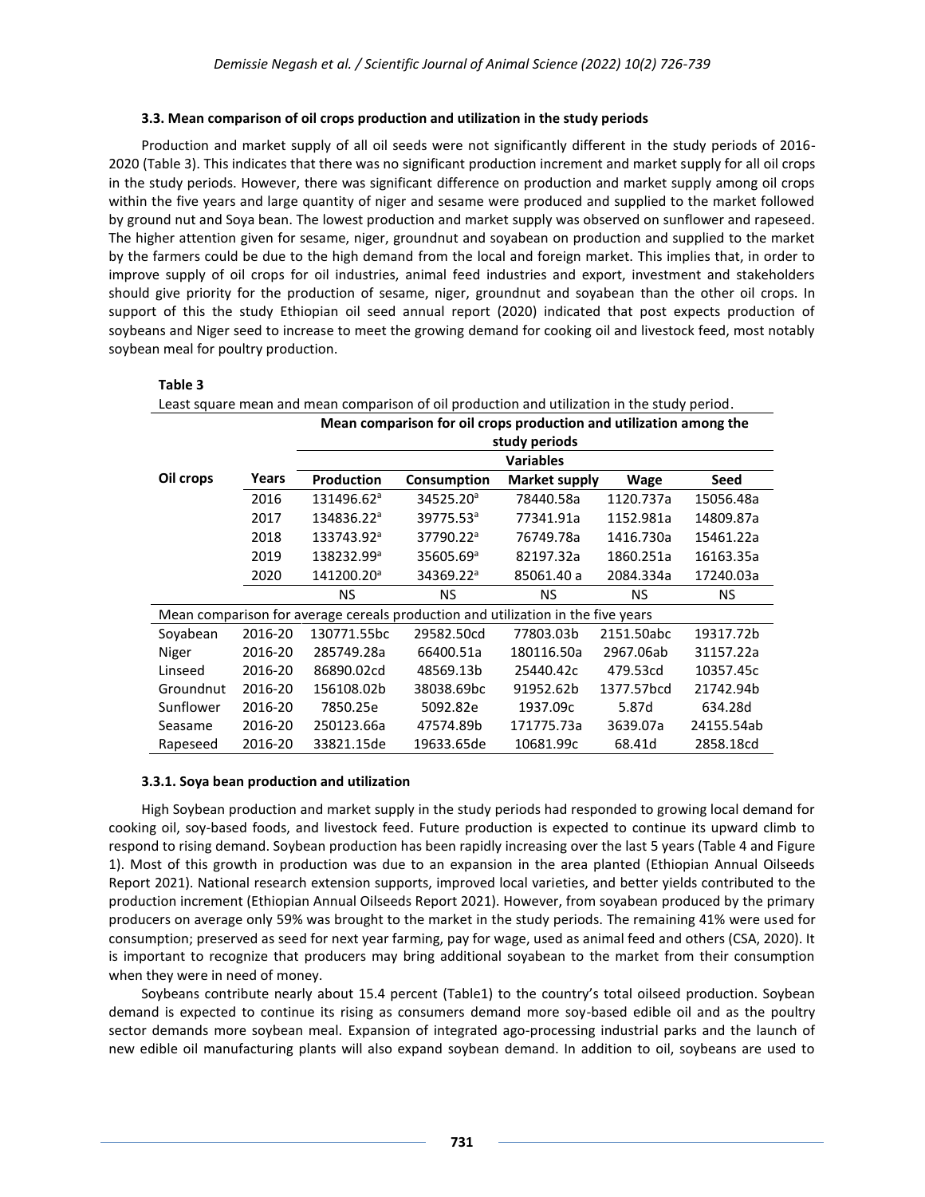### 3.3. Mean comparison of oil crops production and utilization in the study periods

Production and market supply of all oil seeds were not significantly different in the study periods of 2016-2020 (Table 3). This indicates that there was no significant production increment and market supply for all oil crops in the study periods. However, there was significant difference on production and market supply among oil crops within the five years and large quantity of niger and sesame were produced and supplied to the market followed by ground nut and Soya bean. The lowest production and market supply was observed on sunflower and rapeseed. The higher attention given for sesame, niger, groundnut and soyabean on production and supplied to the market by the farmers could be due to the high demand from the local and foreign market. This implies that, in order to improve supply of oil crops for oil industries, animal feed industries and export, investment and stakeholders should give priority for the production of sesame, niger, groundnut and soyabean than the other oil crops. In support of this the study Ethiopian oil seed annual report (2020) indicated that post expects production of soybeans and Niger seed to increase to meet the growing demand for cooking oil and livestock feed, most notably soybean meal for poultry production.

**Table 3**

Least square mean and mean comparison of oil production and utilization in the study period.

| | | Mean comparison for oil crops production and utilization among the study periods | | | | |
|---|---|---|---|---|---|---|
| | | Variables | | | | |
| **Oil crops** | **Years** | **Production** | **Consumption** | **Market supply** | **Wage** | **Seed** |
| | 2016 | 131496.62[a] | 34525.20[a] | 78440.58a | 1120.737a | 15056.48a |
| | 2017 | 134836.22[a] | 39775.53[a] | 77341.91a | 1152.981a | 14809.87a |
| | 2018 | 133743.92[a] | 37790.22[a] | 76749.78a | 1416.730a | 15461.22a |
| | 2019 | 138232.99[a] | 35605.69[a] | 82197.32a | 1860.251a | 16163.35a |
| | 2020 | 141200.20[a] | 34369.22[a] | 85061.40 a | 2084.334a | 17240.03a |
| | | NS | NS | NS | NS | NS |
| Mean comparison for average cereals production and utilization in the five years | | | | | | |
| Soyabean | 2016-20 | 130771.55bc | 29582.50cd | 77803.03b | 2151.50abc | 19317.72b |
| Niger | 2016-20 | 285749.28a | 66400.51a | 180116.50a | 2967.06ab | 31157.22a |
| Linseed | 2016-20 | 86890.02cd | 48569.13b | 25440.42c | 479.53cd | 10357.45c |
| Groundnut | 2016-20 | 156108.02b | 38038.69bc | 91952.62b | 1377.57bcd | 21742.94b |
| Sunflower | 2016-20 | 7850.25e | 5092.82e | 1937.09c | 5.87d | 634.28d |
| Seasame | 2016-20 | 250123.66a | 47574.89b | 171775.73a | 3639.07a | 24155.54ab |
| Rapeseed | 2016-20 | 33821.15de | 19633.65de | 10681.99c | 68.41d | 2858.18cd |

#### 3.3.1. Soya bean production and utilization

High Soybean production and market supply in the study periods had responded to growing local demand for cooking oil, soy-based foods, and livestock feed. Future production is expected to continue its upward climb to respond to rising demand. Soybean production has been rapidly increasing over the last 5 years (Table 4 and Figure 1). Most of this growth in production was due to an expansion in the area planted (Ethiopian Annual Oilseeds Report 2021). National research extension supports, improved local varieties, and better yields contributed to the production increment (Ethiopian Annual Oilseeds Report 2021). However, from soyabean produced by the primary producers on average only 59% was brought to the market in the study periods. The remaining 41% were used for consumption; preserved as seed for next year farming, pay for wage, used as animal feed and others (CSA, 2020). It is important to recognize that producers may bring additional soyabean to the market from their consumption when they were in need of money.

Soybeans contribute nearly about 15.4 percent (Table1) to the country's total oilseed production. Soybean demand is expected to continue its rising as consumers demand more soy-based edible oil and as the poultry sector demands more soybean meal. Expansion of integrated ago-processing industrial parks and the launch of new edible oil manufacturing plants will also expand soybean demand. In addition to oil, soybeans are used to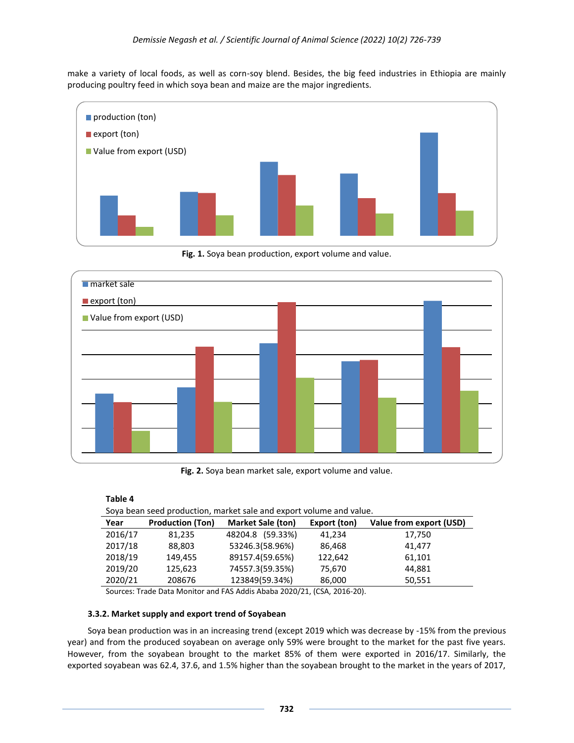make a variety of local foods, as well as corn-soy blend. Besides, the big feed industries in Ethiopia are mainly producing poultry feed in which soya bean and maize are the major ingredients.

**Fig. 1.** Soya bean production, export volume and value.

**Fig. 2.** Soya bean market sale, export volume and value.

**Table 4**

Soya bean seed production, market sale and export volume and value.

| Year | Production (Ton) | Market Sale (ton) | Export (ton) | Value from export (USD) |
|---|---|---|---|---|
| 2016/17 | 81,235 | 48204.8 (59.33%) | 41,234 | 17,750 |
| 2017/18 | 88,803 | 53246.3(58.96%) | 86,468 | 41,477 |
| 2018/19 | 149,455 | 89157.4(59.65%) | 122,642 | 61,101 |
| 2019/20 | 125,623 | 74557.3(59.35%) | 75,670 | 44,881 |
| 2020/21 | 208676 | 123849(59.34%) | 86,000 | 50,551 |

Sources: Trade Data Monitor and FAS Addis Ababa 2020/21, (CSA, 2016-20).

### 3.3.2. Market supply and export trend of Soyabean

Soya bean production was in an increasing trend (except 2019 which was decrease by -15% from the previous year) and from the produced soyabean on average only 59% were brought to the market for the past five years. However, from the soyabean brought to the market 85% of them were exported in 2016/17. Similarly, the exported soyabean was 62.4, 37.6, and 1.5% higher than the soyabean brought to the market in the years of 2017,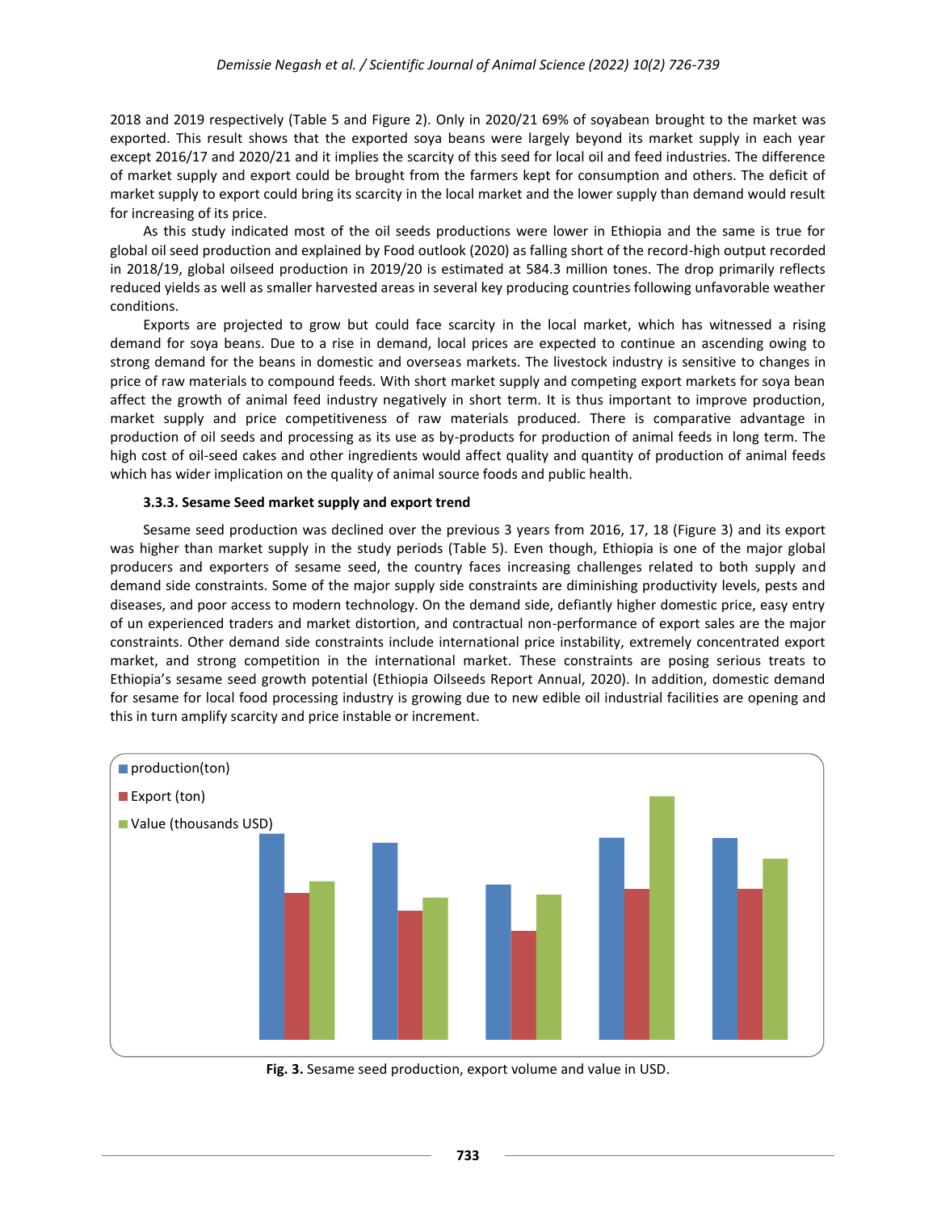2018 and 2019 respectively (Table 5 and Figure 2). Only in 2020/21 69% of soyabean brought to the market was exported. This result shows that the exported soya beans were largely beyond its market supply in each year except 2016/17 and 2020/21 and it implies the scarcity of this seed for local oil and feed industries. The difference of market supply and export could be brought from the farmers kept for consumption and others. The deficit of market supply to export could bring its scarcity in the local market and the lower supply than demand would result for increasing of its price.

As this study indicated most of the oil seeds productions were lower in Ethiopia and the same is true for global oil seed production and explained by Food outlook (2020) as falling short of the record-high output recorded in 2018/19, global oilseed production in 2019/20 is estimated at 584.3 million tones. The drop primarily reflects reduced yields as well as smaller harvested areas in several key producing countries following unfavorable weather conditions.

Exports are projected to grow but could face scarcity in the local market, which has witnessed a rising demand for soya beans. Due to a rise in demand, local prices are expected to continue an ascending owing to strong demand for the beans in domestic and overseas markets. The livestock industry is sensitive to changes in price of raw materials to compound feeds. With short market supply and competing export markets for soya bean affect the growth of animal feed industry negatively in short term. It is thus important to improve production, market supply and price competitiveness of raw materials produced. There is comparative advantage in production of oil seeds and processing as its use as by-products for production of animal feeds in long term. The high cost of oil-seed cakes and other ingredients would affect quality and quantity of production of animal feeds which has wider implication on the quality of animal source foods and public health.

### 3.3.3. Sesame Seed market supply and export trend

Sesame seed production was declined over the previous 3 years from 2016, 17, 18 (Figure 3) and its export was higher than market supply in the study periods (Table 5). Even though, Ethiopia is one of the major global producers and exporters of sesame seed, the country faces increasing challenges related to both supply and demand side constraints. Some of the major supply side constraints are diminishing productivity levels, pests and diseases, and poor access to modern technology. On the demand side, defiantly higher domestic price, easy entry of un experienced traders and market distortion, and contractual non-performance of export sales are the major constraints. Other demand side constraints include international price instability, extremely concentrated export market, and strong competition in the international market. These constraints are posing serious treats to Ethiopia's sesame seed growth potential (Ethiopia Oilseeds Report Annual, 2020). In addition, domestic demand for sesame for local food processing industry is growing due to new edible oil industrial facilities are opening and this in turn amplify scarcity and price instable or increment.

**Fig. 3.** Sesame seed production, export volume and value in USD.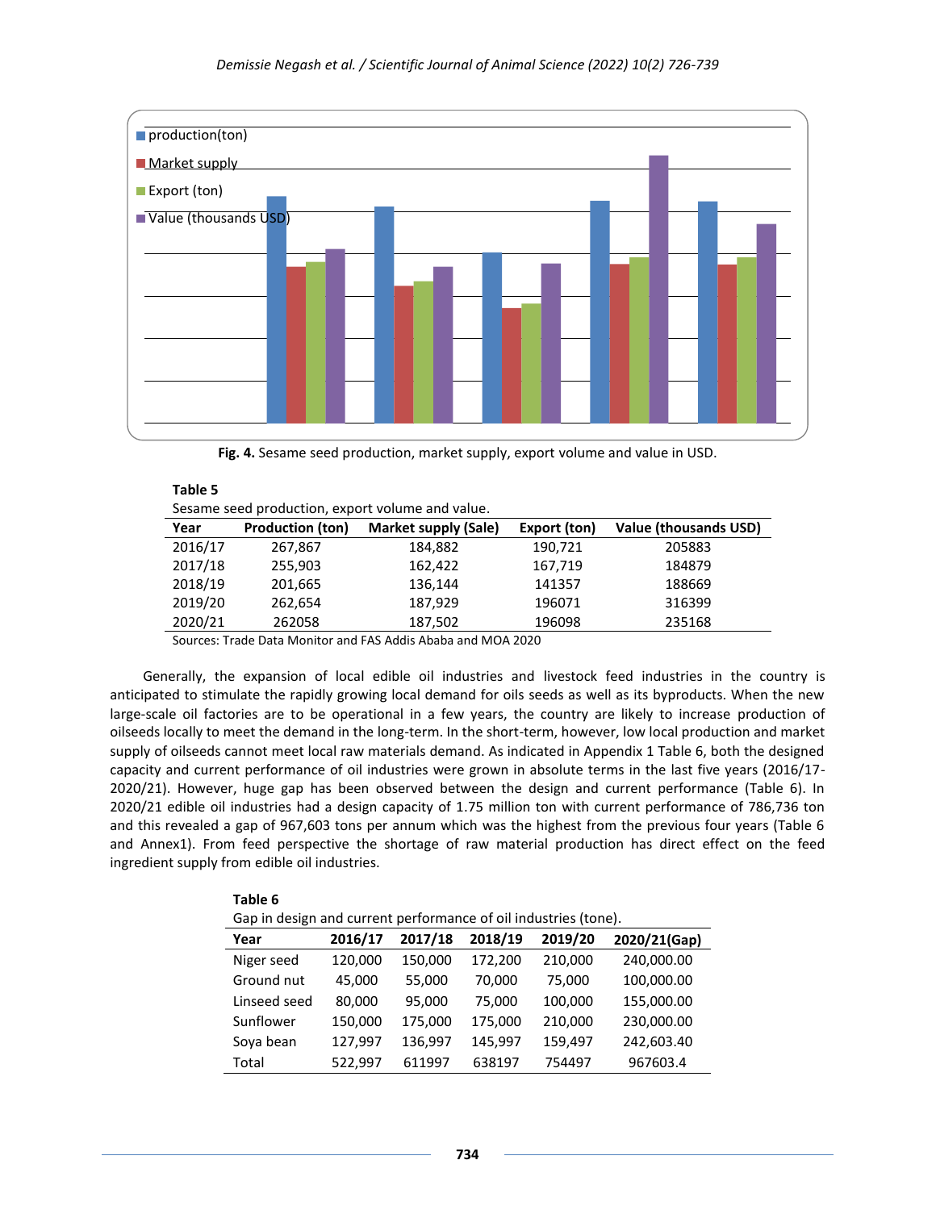production(ton)

Market supply

Export (ton)

Value (thousands USD)

**Fig. 4.** Sesame seed production, market supply, export volume and value in USD.

**Table 5**

Sesame seed production, export volume and value.

| Year | Production (ton) | Market supply (Sale) | Export (ton) | Value (thousands USD) |
|---|---|---|---|---|
| 2016/17 | 267,867 | 184,882 | 190,721 | 205883 |
| 2017/18 | 255,903 | 162,422 | 167,719 | 184879 |
| 2018/19 | 201,665 | 136,144 | 141357 | 188669 |
| 2019/20 | 262,654 | 187,929 | 196071 | 316399 |
| 2020/21 | 262058 | 187,502 | 196098 | 235168 |

Sources: Trade Data Monitor and FAS Addis Ababa and MOA 2020

Generally, the expansion of local edible oil industries and livestock feed industries in the country is anticipated to stimulate the rapidly growing local demand for oils seeds as well as its byproducts. When the new large-scale oil factories are to be operational in a few years, the country are likely to increase production of oilseeds locally to meet the demand in the long-term. In the short-term, however, low local production and market supply of oilseeds cannot meet local raw materials demand. As indicated in Appendix 1 Table 6, both the designed capacity and current performance of oil industries were grown in absolute terms in the last five years (2016/17-2020/21). However, huge gap has been observed between the design and current performance (Table 6). In 2020/21 edible oil industries had a design capacity of 1.75 million ton with current performance of 786,736 ton and this revealed a gap of 967,603 tons per annum which was the highest from the previous four years (Table 6 and Annex1). From feed perspective the shortage of raw material production has direct effect on the feed ingredient supply from edible oil industries.

**Table 6**

Gap in design and current performance of oil industries (tone).

| Year | 2016/17 | 2017/18 | 2018/19 | 2019/20 | 2020/21(Gap) |
|---|---|---|---|---|---|
| Niger seed | 120,000 | 150,000 | 172,200 | 210,000 | 240,000.00 |
| Ground nut | 45,000 | 55,000 | 70,000 | 75,000 | 100,000.00 |
| Linseed seed | 80,000 | 95,000 | 75,000 | 100,000 | 155,000.00 |
| Sunflower | 150,000 | 175,000 | 175,000 | 210,000 | 230,000.00 |
| Soya bean | 127,997 | 136,997 | 145,997 | 159,497 | 242,603.40 |
| Total | 522,997 | 611997 | 638197 | 754497 | 967603.4 |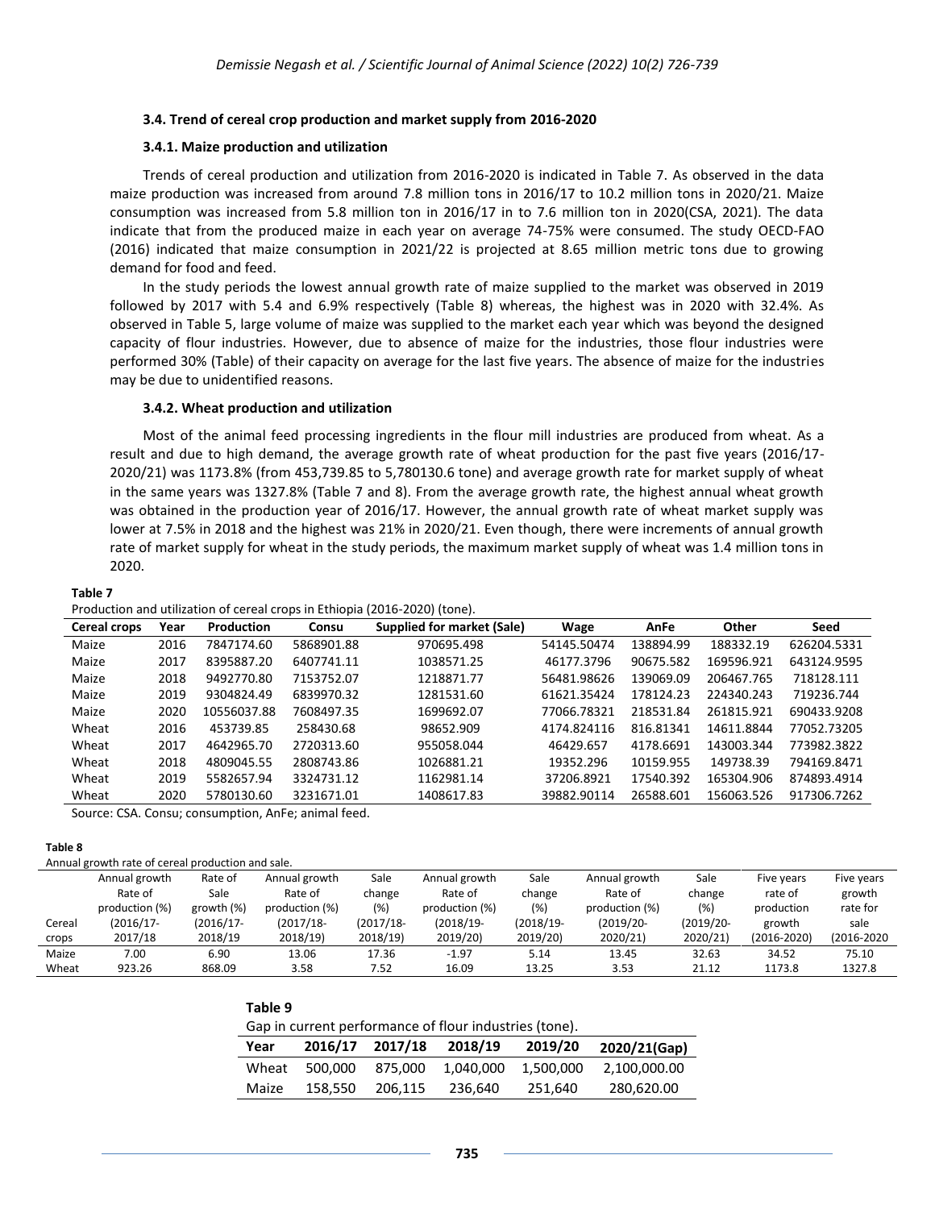### 3.4. Trend of cereal crop production and market supply from 2016-2020

#### 3.4.1. Maize production and utilization

Trends of cereal production and utilization from 2016-2020 is indicated in Table 7. As observed in the data maize production was increased from around 7.8 million tons in 2016/17 to 10.2 million tons in 2020/21. Maize consumption was increased from 5.8 million ton in 2016/17 in to 7.6 million ton in 2020(CSA, 2021). The data indicate that from the produced maize in each year on average 74-75% were consumed. The study OECD-FAO (2016) indicated that maize consumption in 2021/22 is projected at 8.65 million metric tons due to growing demand for food and feed.

In the study periods the lowest annual growth rate of maize supplied to the market was observed in 2019 followed by 2017 with 5.4 and 6.9% respectively (Table 8) whereas, the highest was in 2020 with 32.4%. As observed in Table 5, large volume of maize was supplied to the market each year which was beyond the designed capacity of flour industries. However, due to absence of maize for the industries, those flour industries were performed 30% (Table) of their capacity on average for the last five years. The absence of maize for the industries may be due to unidentified reasons.

#### 3.4.2. Wheat production and utilization

Most of the animal feed processing ingredients in the flour mill industries are produced from wheat. As a result and due to high demand, the average growth rate of wheat production for the past five years (2016/17-2020/21) was 1173.8% (from 453,739.85 to 5,780130.6 tone) and average growth rate for market supply of wheat in the same years was 1327.8% (Table 7 and 8). From the average growth rate, the highest annual wheat growth was obtained in the production year of 2016/17. However, the annual growth rate of wheat market supply was lower at 7.5% in 2018 and the highest was 21% in 2020/21. Even though, there were increments of annual growth rate of market supply for wheat in the study periods, the maximum market supply of wheat was 1.4 million tons in 2020.

**Table 7**

Production and utilization of cereal crops in Ethiopia (2016-2020) (tone).

| Cereal crops | Year | Production | Consu | Supplied for market (Sale) | Wage | AnFe | Other | Seed |
|---|---|---|---|---|---|---|---|---|
| Maize | 2016 | 7847174.60 | 5868901.88 | 970695.498 | 54145.50474 | 138894.99 | 188332.19 | 626204.5331 |
| Maize | 2017 | 8395887.20 | 6407741.11 | 1038571.25 | 46177.3796 | 90675.582 | 169596.921 | 643124.9595 |
| Maize | 2018 | 9492770.80 | 7153752.07 | 1218871.77 | 56481.98626 | 139069.09 | 206467.765 | 718128.111 |
| Maize | 2019 | 9304824.49 | 6839970.32 | 1281531.60 | 61621.35424 | 178124.23 | 224340.243 | 719236.744 |
| Maize | 2020 | 10556037.88 | 7608497.35 | 1699692.07 | 77066.78321 | 218531.84 | 261815.921 | 690433.9208 |
| Wheat | 2016 | 453739.85 | 258430.68 | 98652.909 | 4174.824116 | 816.81341 | 14611.8844 | 77052.73205 |
| Wheat | 2017 | 4642965.70 | 2720313.60 | 955058.044 | 46429.657 | 4178.6691 | 143003.344 | 773982.3822 |
| Wheat | 2018 | 4809045.55 | 2808743.86 | 1026881.21 | 19352.296 | 10159.955 | 149738.39 | 794169.8471 |
| Wheat | 2019 | 5582657.94 | 3324731.12 | 1162981.14 | 37206.8921 | 17540.392 | 165304.906 | 874893.4914 |
| Wheat | 2020 | 5780130.60 | 3231671.01 | 1408617.83 | 39882.90114 | 26588.601 | 156063.526 | 917306.7262 |

Source: CSA. Consu; consumption, AnFe; animal feed.

**Table 8**

Annual growth rate of cereal production and sale.

| Cereal crops | Annual growth Rate of production (%) (2016/17-2017/18 | Rate of Sale growth (%) (2016/17-2018/19 | Annual growth Rate of production (%) (2017/18-2018/19) | Sale change (%) (2017/18-2018/19) | Annual growth Rate of production (%) (2018/19-2019/20) | Sale change (%) (2018/19-2019/20) | Annual growth Rate of production (%) (2019/20-2020/21) | Sale change (%) (2019/20-2020/21) | Five years rate of production growth (2016-2020) | Five years growth rate for sale (2016-2020 |
|---|---|---|---|---|---|---|---|---|---|---|
| Maize | 7.00 | 6.90 | 13.06 | 17.36 | -1.97 | 5.14 | 13.45 | 32.63 | 34.52 | 75.10 |
| Wheat | 923.26 | 868.09 | 3.58 | 7.52 | 16.09 | 13.25 | 3.53 | 21.12 | 1173.8 | 1327.8 |

**Table 9**

Gap in current performance of flour industries (tone).

| Year | 2016/17 | 2017/18 | 2018/19 | 2019/20 | 2020/21(Gap) |
|---|---|---|---|---|---|
| Wheat | 500,000 | 875,000 | 1,040,000 | 1,500,000 | 2,100,000.00 |
| Maize | 158,550 | 206,115 | 236,640 | 251,640 | 280,620.00 |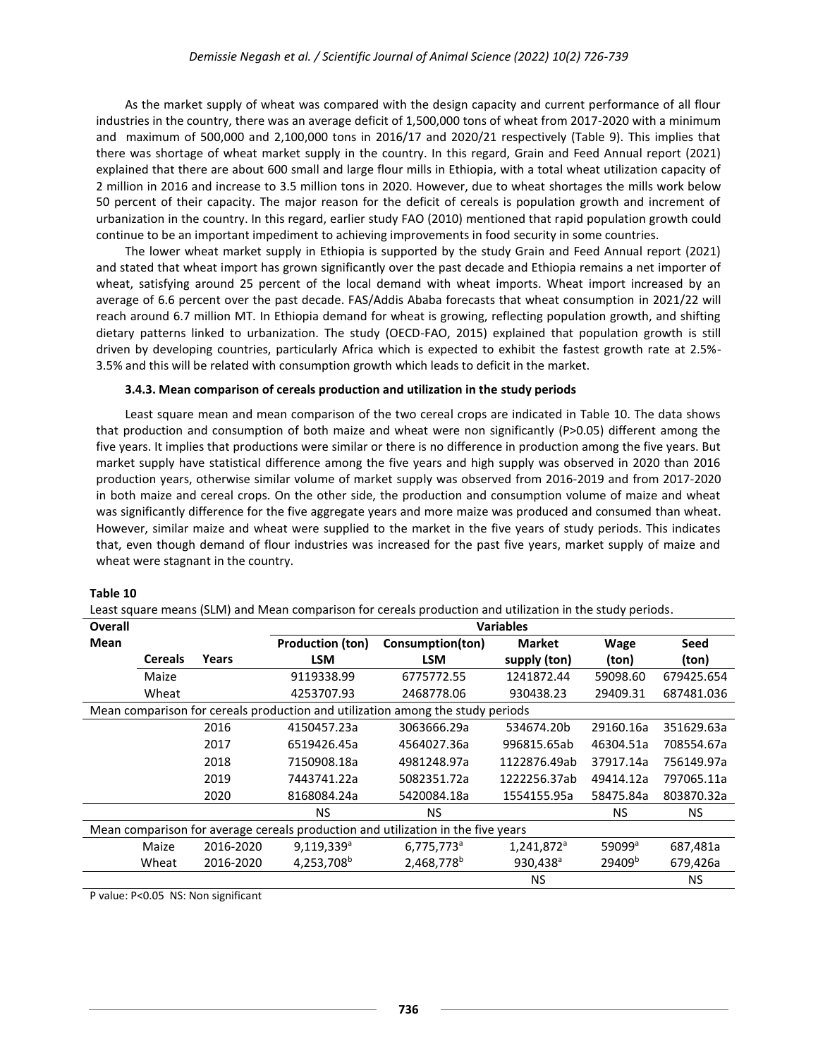As the market supply of wheat was compared with the design capacity and current performance of all flour industries in the country, there was an average deficit of 1,500,000 tons of wheat from 2017-2020 with a minimum and maximum of 500,000 and 2,100,000 tons in 2016/17 and 2020/21 respectively (Table 9). This implies that there was shortage of wheat market supply in the country. In this regard, Grain and Feed Annual report (2021) explained that there are about 600 small and large flour mills in Ethiopia, with a total wheat utilization capacity of 2 million in 2016 and increase to 3.5 million tons in 2020. However, due to wheat shortages the mills work below 50 percent of their capacity. The major reason for the deficit of cereals is population growth and increment of urbanization in the country. In this regard, earlier study FAO (2010) mentioned that rapid population growth could continue to be an important impediment to achieving improvements in food security in some countries.

The lower wheat market supply in Ethiopia is supported by the study Grain and Feed Annual report (2021) and stated that wheat import has grown significantly over the past decade and Ethiopia remains a net importer of wheat, satisfying around 25 percent of the local demand with wheat imports. Wheat import increased by an average of 6.6 percent over the past decade. FAS/Addis Ababa forecasts that wheat consumption in 2021/22 will reach around 6.7 million MT. In Ethiopia demand for wheat is growing, reflecting population growth, and shifting dietary patterns linked to urbanization. The study (OECD-FAO, 2015) explained that population growth is still driven by developing countries, particularly Africa which is expected to exhibit the fastest growth rate at 2.5%-3.5% and this will be related with consumption growth which leads to deficit in the market.

### 3.4.3. Mean comparison of cereals production and utilization in the study periods

Least square mean and mean comparison of the two cereal crops are indicated in Table 10. The data shows that production and consumption of both maize and wheat were non significantly (P>0.05) different among the five years. It implies that productions were similar or there is no difference in production among the five years. But market supply have statistical difference among the five years and high supply was observed in 2020 than 2016 production years, otherwise similar volume of market supply was observed from 2016-2019 and from 2017-2020 in both maize and cereal crops. On the other side, the production and consumption volume of maize and wheat was significantly difference for the five aggregate years and more maize was produced and consumed than wheat. However, similar maize and wheat were supplied to the market in the five years of study periods. This indicates that, even though demand of flour industries was increased for the past five years, market supply of maize and wheat were stagnant in the country.

**Table 10**

Least square means (SLM) and Mean comparison for cereals production and utilization in the study periods.

| Overall Mean | | | Variables | | | | |
|---|---|---|---|---|---|---|---|
| | **Cereals** | **Years** | **Production (ton) LSM** | **Consumption(ton) LSM** | **Market supply (ton)** | **Wage (ton)** | **Seed (ton)** |
| | Maize | | 9119338.99 | 6775772.55 | 1241872.44 | 59098.60 | 679425.654 |
| | Wheat | | 4253707.93 | 2468778.06 | 930438.23 | 29409.31 | 687481.036 |
| Mean comparison for cereals production and utilization among the study periods | | | | | | | |
| | | 2016 | 4150457.23a | 3063666.29a | 534674.20b | 29160.16a | 351629.63a |
| | | 2017 | 6519426.45a | 4564027.36a | 996815.65ab | 46304.51a | 708554.67a |
| | | 2018 | 7150908.18a | 4981248.97a | 1122876.49ab | 37917.14a | 756149.97a |
| | | 2019 | 7443741.22a | 5082351.72a | 1222256.37ab | 49414.12a | 797065.11a |
| | | 2020 | 8168084.24a | 5420084.18a | 1554155.95a | 58475.84a | 803870.32a |
| | | | NS | NS | | NS | NS |
| Mean comparison for average cereals production and utilization in the five years | | | | | | | |
| | Maize | 2016-2020 | 9,119,339[a] | 6,775,773[a] | 1,241,872[a] | 59099[a] | 687,481a |
| | Wheat | 2016-2020 | 4,253,708[b] | 2,468,778[b] | 930,438[a] | 29409[b] | 679,426a |
| | | | | | NS | | NS |

P value: P<0.05 NS: Non significant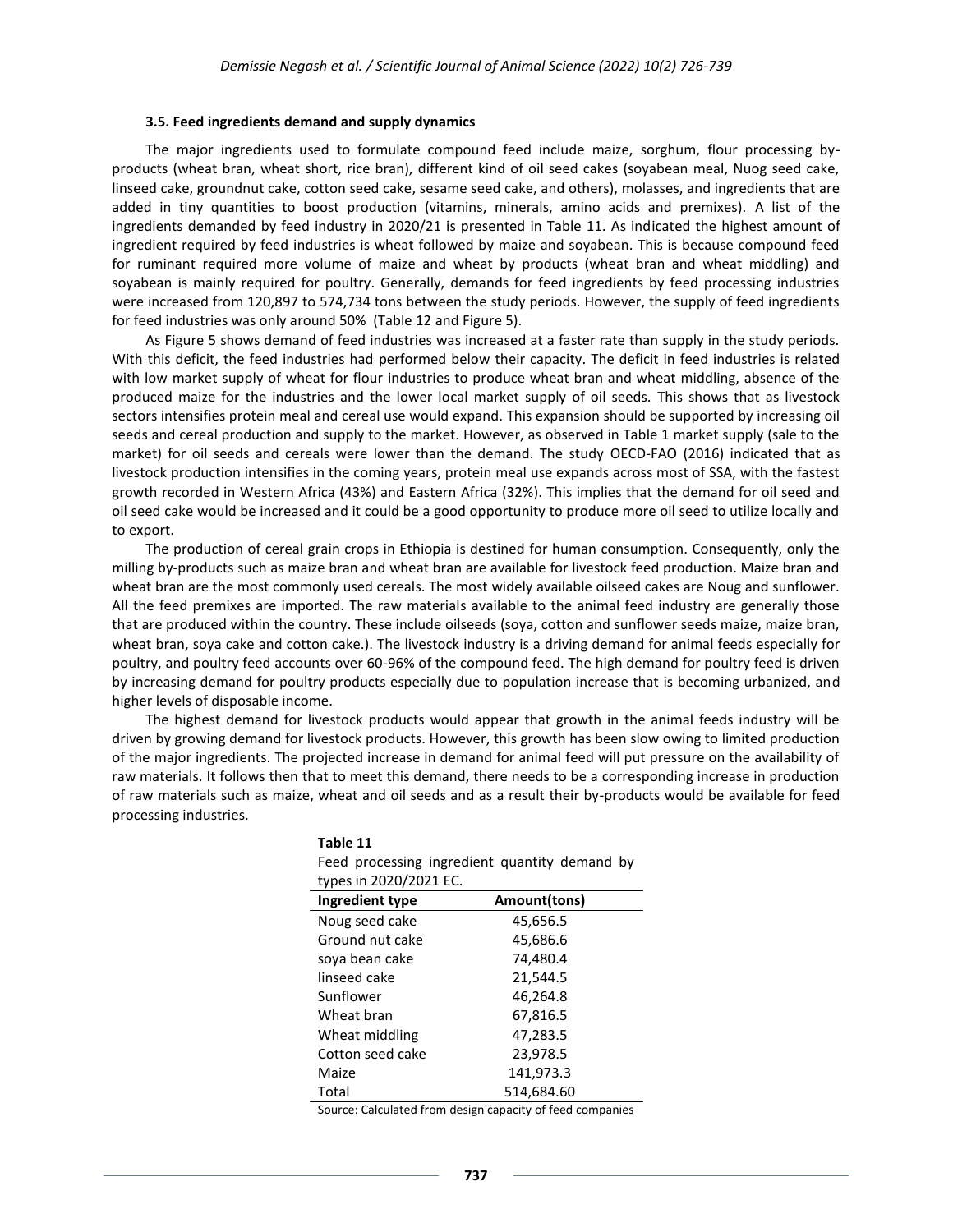### 3.5. Feed ingredients demand and supply dynamics

The major ingredients used to formulate compound feed include maize, sorghum, flour processing by-products (wheat bran, wheat short, rice bran), different kind of oil seed cakes (soyabean meal, Nuog seed cake, linseed cake, groundnut cake, cotton seed cake, sesame seed cake, and others), molasses, and ingredients that are added in tiny quantities to boost production (vitamins, minerals, amino acids and premixes). A list of the ingredients demanded by feed industry in 2020/21 is presented in Table 11. As indicated the highest amount of ingredient required by feed industries is wheat followed by maize and soyabean. This is because compound feed for ruminant required more volume of maize and wheat by products (wheat bran and wheat middling) and soyabean is mainly required for poultry. Generally, demands for feed ingredients by feed processing industries were increased from 120,897 to 574,734 tons between the study periods. However, the supply of feed ingredients for feed industries was only around 50% (Table 12 and Figure 5).

As Figure 5 shows demand of feed industries was increased at a faster rate than supply in the study periods. With this deficit, the feed industries had performed below their capacity. The deficit in feed industries is related with low market supply of wheat for flour industries to produce wheat bran and wheat middling, absence of the produced maize for the industries and the lower local market supply of oil seeds. This shows that as livestock sectors intensifies protein meal and cereal use would expand. This expansion should be supported by increasing oil seeds and cereal production and supply to the market. However, as observed in Table 1 market supply (sale to the market) for oil seeds and cereals were lower than the demand. The study OECD-FAO (2016) indicated that as livestock production intensifies in the coming years, protein meal use expands across most of SSA, with the fastest growth recorded in Western Africa (43%) and Eastern Africa (32%). This implies that the demand for oil seed and oil seed cake would be increased and it could be a good opportunity to produce more oil seed to utilize locally and to export.

The production of cereal grain crops in Ethiopia is destined for human consumption. Consequently, only the milling by-products such as maize bran and wheat bran are available for livestock feed production. Maize bran and wheat bran are the most commonly used cereals. The most widely available oilseed cakes are Noug and sunflower. All the feed premixes are imported. The raw materials available to the animal feed industry are generally those that are produced within the country. These include oilseeds (soya, cotton and sunflower seeds maize, maize bran, wheat bran, soya cake and cotton cake.). The livestock industry is a driving demand for animal feeds especially for poultry, and poultry feed accounts over 60-96% of the compound feed. The high demand for poultry feed is driven by increasing demand for poultry products especially due to population increase that is becoming urbanized, and higher levels of disposable income.

The highest demand for livestock products would appear that growth in the animal feeds industry will be driven by growing demand for livestock products. However, this growth has been slow owing to limited production of the major ingredients. The projected increase in demand for animal feed will put pressure on the availability of raw materials. It follows then that to meet this demand, there needs to be a corresponding increase in production of raw materials such as maize, wheat and oil seeds and as a result their by-products would be available for feed processing industries.

**Table 11**
Feed processing ingredient quantity demand by types in 2020/2021 EC.

| Ingredient type | Amount(tons) |
|---|---|
| Noug seed cake | 45,656.5 |
| Ground nut cake | 45,686.6 |
| soya bean cake | 74,480.4 |
| linseed cake | 21,544.5 |
| Sunflower | 46,264.8 |
| Wheat bran | 67,816.5 |
| Wheat middling | 47,283.5 |
| Cotton seed cake | 23,978.5 |
| Maize | 141,973.3 |
| Total | 514,684.60 |

Source: Calculated from design capacity of feed companies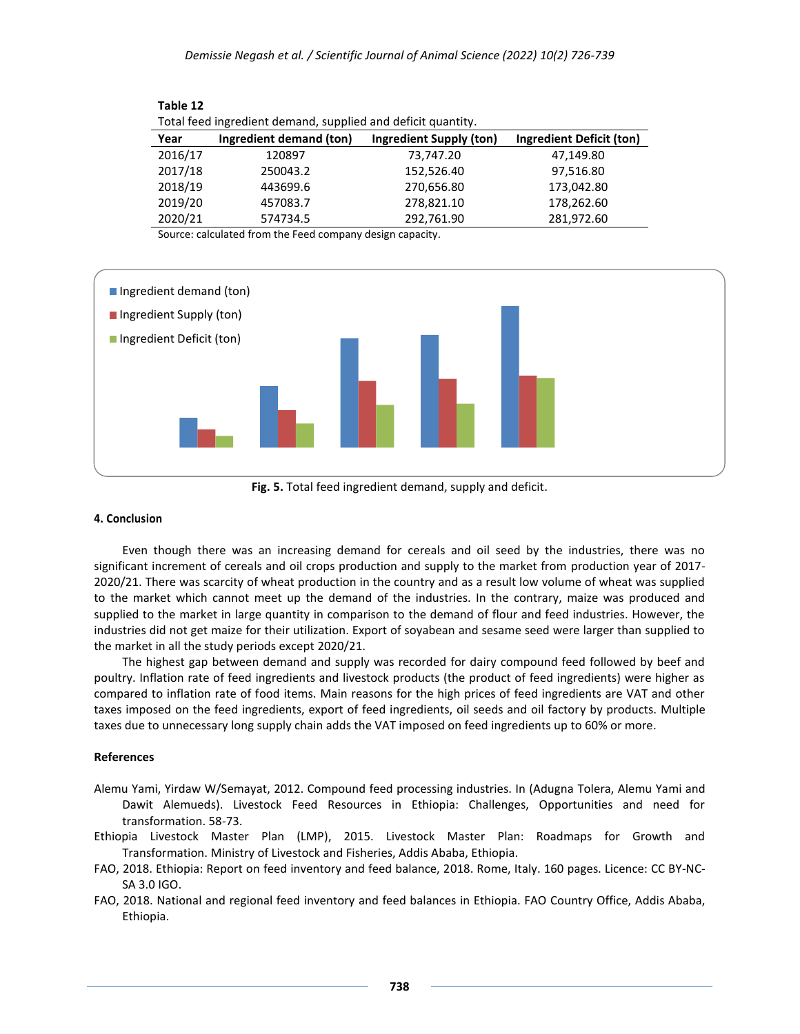**Table 12**

Total feed ingredient demand, supplied and deficit quantity.

| Year | Ingredient demand (ton) | Ingredient Supply (ton) | Ingredient Deficit (ton) |
|---|---|---|---|
| 2016/17 | 120897 | 73,747.20 | 47,149.80 |
| 2017/18 | 250043.2 | 152,526.40 | 97,516.80 |
| 2018/19 | 443699.6 | 270,656.80 | 173,042.80 |
| 2019/20 | 457083.7 | 278,821.10 | 178,262.60 |
| 2020/21 | 574734.5 | 292,761.90 | 281,972.60 |

Source: calculated from the Feed company design capacity.

**Fig. 5.** Total feed ingredient demand, supply and deficit.

## 4. Conclusion

Even though there was an increasing demand for cereals and oil seed by the industries, there was no significant increment of cereals and oil crops production and supply to the market from production year of 2017-2020/21. There was scarcity of wheat production in the country and as a result low volume of wheat was supplied to the market which cannot meet up the demand of the industries. In the contrary, maize was produced and supplied to the market in large quantity in comparison to the demand of flour and feed industries. However, the industries did not get maize for their utilization. Export of soyabean and sesame seed were larger than supplied to the market in all the study periods except 2020/21.

The highest gap between demand and supply was recorded for dairy compound feed followed by beef and poultry. Inflation rate of feed ingredients and livestock products (the product of feed ingredients) were higher as compared to inflation rate of food items. Main reasons for the high prices of feed ingredients are VAT and other taxes imposed on the feed ingredients, export of feed ingredients, oil seeds and oil factory by products. Multiple taxes due to unnecessary long supply chain adds the VAT imposed on feed ingredients up to 60% or more.

## References

Alemu Yami, Yirdaw W/Semayat, 2012. Compound feed processing industries. In (Adugna Tolera, Alemu Yami and Dawit Alemueds). Livestock Feed Resources in Ethiopia: Challenges, Opportunities and need for transformation. 58-73.

Ethiopia Livestock Master Plan (LMP), 2015. Livestock Master Plan: Roadmaps for Growth and Transformation. Ministry of Livestock and Fisheries, Addis Ababa, Ethiopia.

FAO, 2018. Ethiopia: Report on feed inventory and feed balance, 2018. Rome, Italy. 160 pages. Licence: CC BY-NC-SA 3.0 IGO.

FAO, 2018. National and regional feed inventory and feed balances in Ethiopia. FAO Country Office, Addis Ababa, Ethiopia.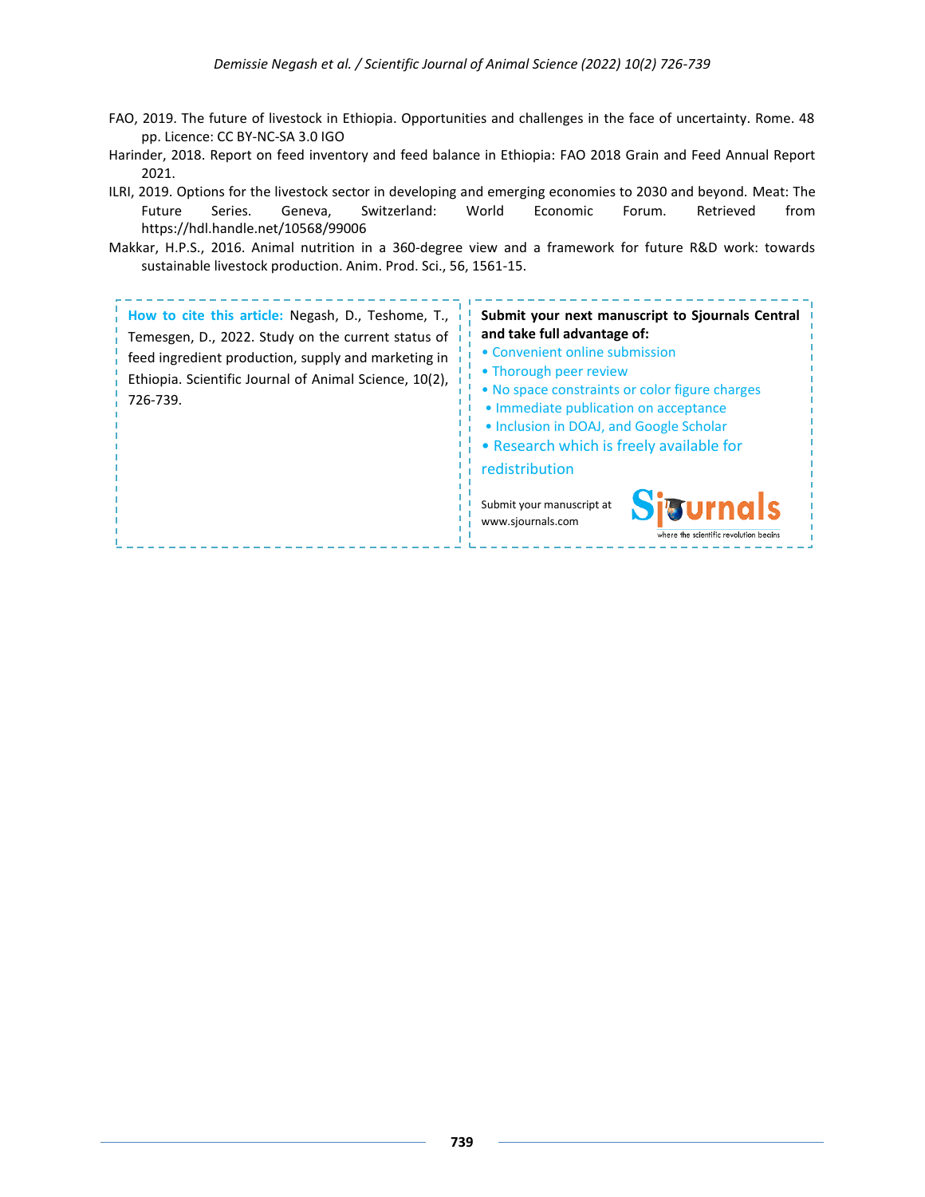FAO, 2019. The future of livestock in Ethiopia. Opportunities and challenges in the face of uncertainty. Rome. 48 pp. Licence: CC BY-NC-SA 3.0 IGO

Harinder, 2018. Report on feed inventory and feed balance in Ethiopia: FAO 2018 Grain and Feed Annual Report 2021.

ILRI, 2019. Options for the livestock sector in developing and emerging economies to 2030 and beyond. Meat: The Future Series. Geneva, Switzerland: World Economic Forum. Retrieved from https://hdl.handle.net/10568/99006

Makkar, H.P.S., 2016. Animal nutrition in a 360-degree view and a framework for future R&D work: towards sustainable livestock production. Anim. Prod. Sci., 56, 1561-15.

**How to cite this article:** Negash, D., Teshome, T., Temesgen, D., 2022. Study on the current status of feed ingredient production, supply and marketing in Ethiopia. Scientific Journal of Animal Science, 10(2), 726-739.

**Submit your next manuscript to Sjournals Central and take full advantage of:**

- Convenient online submission
- Thorough peer review
- No space constraints or color figure charges
- Immediate publication on acceptance
- Inclusion in DOAJ, and Google Scholar
- Research which is freely available for redistribution

Submit your manuscript at www.sjournals.com

Sjournals

where the scientific revolution begins